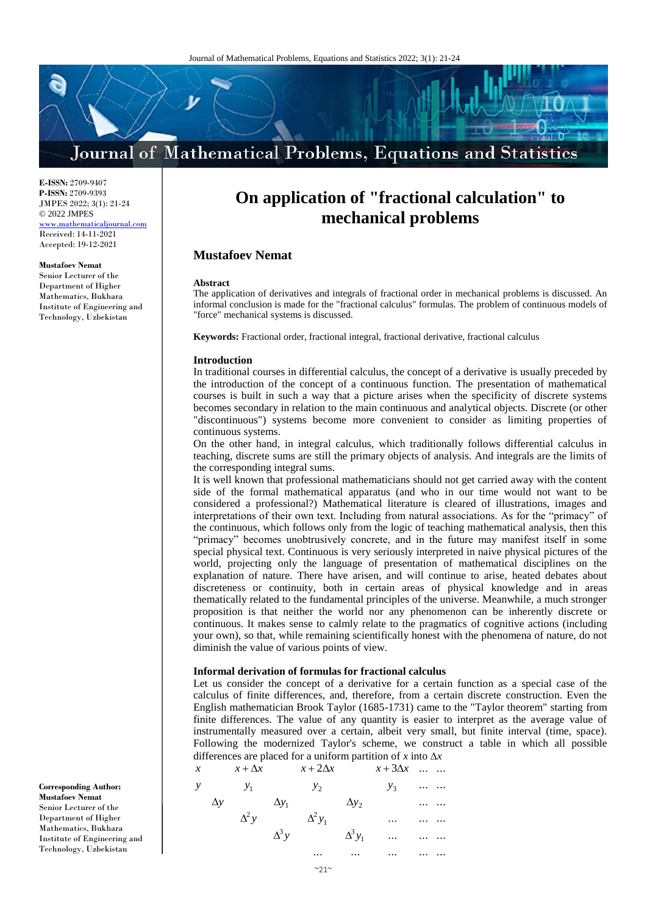**E-ISSN:** 2709-9407
**P-ISSN:** 2709-9393
JMPES 2022; 3(1): 21-24
© 2022 JMPES
www.mathematicaljournal.com
Received: 14-11-2021
Accepted: 19-12-2021

**Mustafoev Nemat**
Senior Lecturer of the Department of Higher Mathematics, Bukhara Institute of Engineering and Technology, Uzbekistan

**Corresponding Author:**
**Mustafoev Nemat**
Senior Lecturer of the Department of Higher Mathematics, Bukhara Institute of Engineering and Technology, Uzbekistan

# On application of "fractional calculation" to mechanical problems

## Mustafoev Nemat

**Abstract**

The application of derivatives and integrals of fractional order in mechanical problems is discussed. An informal conclusion is made for the "fractional calculus" formulas. The problem of continuous models of "force" mechanical systems is discussed.

**Keywords:** Fractional order, fractional integral, fractional derivative, fractional calculus

## Introduction

In traditional courses in differential calculus, the concept of a derivative is usually preceded by the introduction of the concept of a continuous function. The presentation of mathematical courses is built in such a way that a picture arises when the specificity of discrete systems becomes secondary in relation to the main continuous and analytical objects. Discrete (or other "discontinuous") systems become more convenient to consider as limiting properties of continuous systems.

On the other hand, in integral calculus, which traditionally follows differential calculus in teaching, discrete sums are still the primary objects of analysis. And integrals are the limits of the corresponding integral sums.

It is well known that professional mathematicians should not get carried away with the content side of the formal mathematical apparatus (and who in our time would not want to be considered a professional?) Mathematical literature is cleared of illustrations, images and interpretations of their own text. Including from natural associations. As for the "primacy" of the continuous, which follows only from the logic of teaching mathematical analysis, then this "primacy" becomes unobtrusively concrete, and in the future may manifest itself in some special physical text. Continuous is very seriously interpreted in naive physical pictures of the world, projecting only the language of presentation of mathematical disciplines on the explanation of nature. There have arisen, and will continue to arise, heated debates about discreteness or continuity, both in certain areas of physical knowledge and in areas thematically related to the fundamental principles of the universe. Meanwhile, a much stronger proposition is that neither the world nor any phenomenon can be inherently discrete or continuous. It makes sense to calmly relate to the pragmatics of cognitive actions (including your own), so that, while remaining scientifically honest with the phenomena of nature, do not diminish the value of various points of view.

## Informal derivation of formulas for fractional calculus

Let us consider the concept of a derivative for a certain function as a special case of the calculus of finite differences, and, therefore, from a certain discrete construction. Even the English mathematician Brook Taylor (1685-1731) came to the "Taylor theorem" starting from finite differences. The value of any quantity is easier to interpret as the average value of instrumentally measured over a certain, albeit very small, but finite interval (time, space). Following the modernized Taylor's scheme, we construct a table in which all possible differences are placed for a uniform partition of $x$ into $\Delta x$

$$
\begin{array}{cccccccccc}
x & & x+\Delta x & & x+2\Delta x & & x+3\Delta x & \dots & \dots \\
y & & y_1 & & y_2 & & y_3 & \dots & \dots \\
 & \Delta y & & \Delta y_1 & & \Delta y_2 & & \dots & \dots \\
 & & \Delta^2 y & & \Delta^2 y_1 & & \dots & \dots & \dots \\
 & & & \Delta^3 y & & \Delta^3 y_1 & \dots & \dots & \dots \\
 & & & & \dots & \dots & \dots & \dots & \dots
\end{array}
$$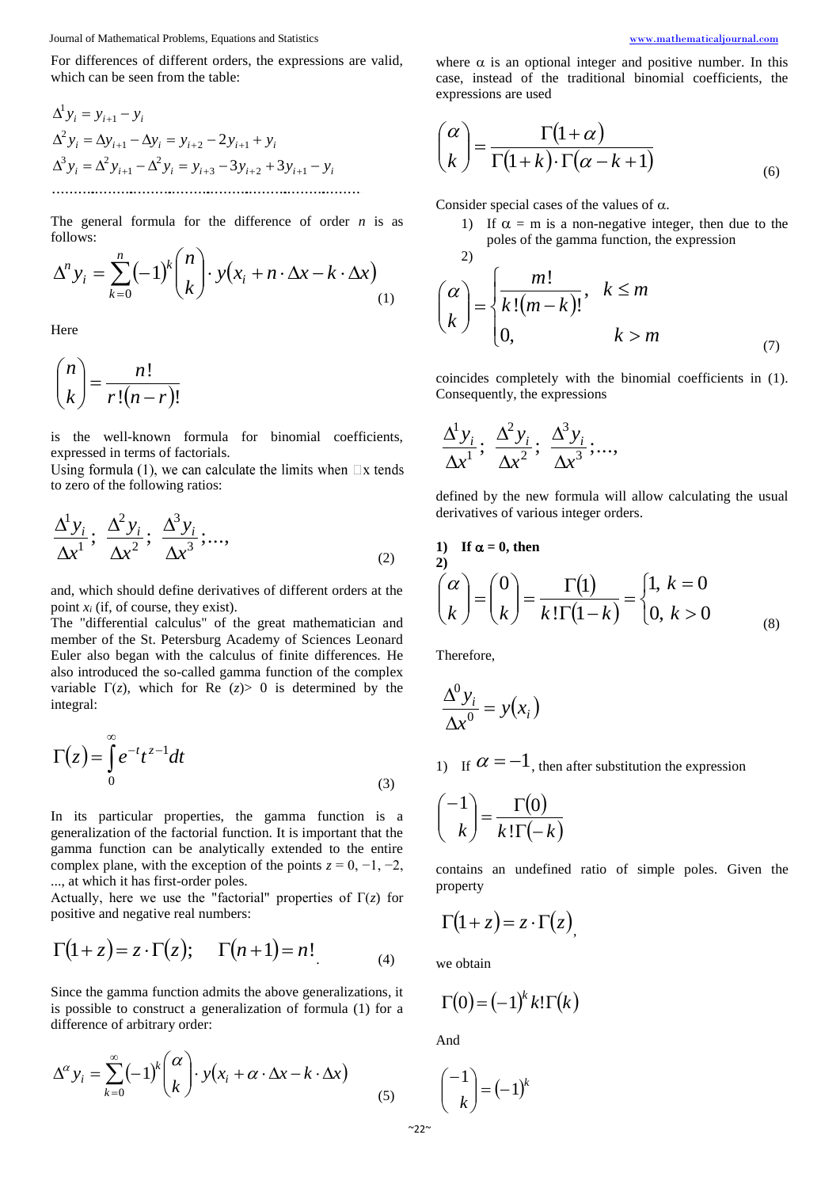For differences of different orders, the expressions are valid, which can be seen from the table:

$$\Delta^1 y_i = y_{i+1} - y_i$$
$$\Delta^2 y_i = \Delta y_{i+1} - \Delta y_i = y_{i+2} - 2y_{i+1} + y_i$$
$$\Delta^3 y_i = \Delta^2 y_{i+1} - \Delta^2 y_i = y_{i+3} - 3y_{i+2} + 3y_{i+1} - y_i$$

………………………………………………………………

The general formula for the difference of order $n$ is as follows:

$$\Delta^n y_i = \sum_{k=0}^{n} (-1)^k \binom{n}{k} \cdot y(x_i + n \cdot \Delta x - k \cdot \Delta x) \tag{1}$$

Here

$$\binom{n}{k} = \frac{n!}{r!(n-r)!}$$

is the well-known formula for binomial coefficients, expressed in terms of factorials.

Using formula (1), we can calculate the limits when □x tends to zero of the following ratios:

$$\frac{\Delta^1 y_i}{\Delta x^1};\ \frac{\Delta^2 y_i}{\Delta x^2};\ \frac{\Delta^3 y_i}{\Delta x^3};\ldots, \tag{2}$$

and, which should define derivatives of different orders at the point $x_i$ (if, of course, they exist).

The "differential calculus" of the great mathematician and member of the St. Petersburg Academy of Sciences Leonard Euler also began with the calculus of finite differences. He also introduced the so-called gamma function of the complex variable $\Gamma(z)$, which for Re $(z)$> 0 is determined by the integral:

$$\Gamma(z) = \int_0^\infty e^{-t} t^{z-1} dt \tag{3}$$

In its particular properties, the gamma function is a generalization of the factorial function. It is important that the gamma function can be analytically extended to the entire complex plane, with the exception of the points $z = 0, -1, -2, \ldots$, at which it has first-order poles.

Actually, here we use the "factorial" properties of $\Gamma(z)$ for positive and negative real numbers:

$$\Gamma(1+z) = z \cdot \Gamma(z); \quad \Gamma(n+1) = n!. \tag{4}$$

Since the gamma function admits the above generalizations, it is possible to construct a generalization of formula (1) for a difference of arbitrary order:

$$\Delta^\alpha y_i = \sum_{k=0}^{\infty} (-1)^k \binom{\alpha}{k} \cdot y(x_i + \alpha \cdot \Delta x - k \cdot \Delta x) \tag{5}$$

where $\alpha$ is an optional integer and positive number. In this case, instead of the traditional binomial coefficients, the expressions are used

$$\binom{\alpha}{k} = \frac{\Gamma(1+\alpha)}{\Gamma(1+k) \cdot \Gamma(\alpha - k + 1)} \tag{6}$$

Consider special cases of the values of $\alpha$.

1) If $\alpha$ = m is a non-negative integer, then due to the poles of the gamma function, the expression
2)

$$\binom{\alpha}{k} = \begin{cases} \dfrac{m!}{k!(m-k)!}, & k \le m \\ 0, & k > m \end{cases} \tag{7}$$

coincides completely with the binomial coefficients in (1). Consequently, the expressions

$$\frac{\Delta^1 y_i}{\Delta x^1};\ \frac{\Delta^2 y_i}{\Delta x^2};\ \frac{\Delta^3 y_i}{\Delta x^3};\ldots,$$

defined by the new formula will allow calculating the usual derivatives of various integer orders.

**1) If $\alpha$ = 0, then**
**2)**

$$\binom{\alpha}{k} = \binom{0}{k} = \frac{\Gamma(1)}{k!\Gamma(1-k)} = \begin{cases} 1, & k = 0 \\ 0, & k > 0 \end{cases} \tag{8}$$

Therefore,

$$\frac{\Delta^0 y_i}{\Delta x^0} = y(x_i)$$

1) If $\alpha = -1$, then after substitution the expression

$$\binom{-1}{k} = \frac{\Gamma(0)}{k!\Gamma(-k)}$$

contains an undefined ratio of simple poles. Given the property

$$\Gamma(1+z) = z \cdot \Gamma(z),$$

we obtain

$$\Gamma(0) = (-1)^k k! \Gamma(k)$$

And

$$\binom{-1}{k} = (-1)^k$$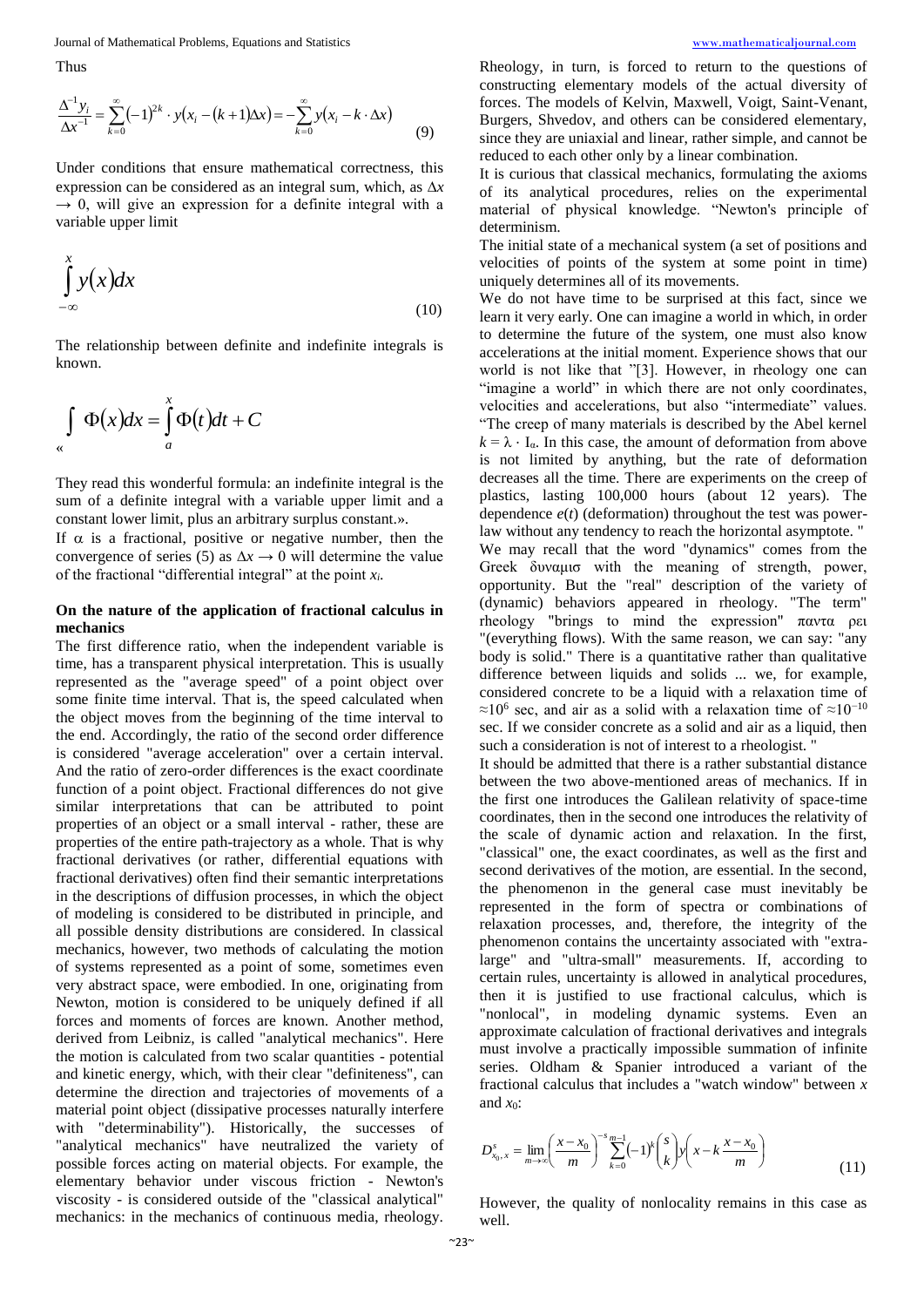Thus

$$\frac{\Delta^{-1} y_i}{\Delta x^{-1}} = \sum_{k=0}^{\infty} (-1)^{2k} \cdot y(x_i - (k+1)\Delta x) = -\sum_{k=0}^{\infty} y(x_i - k \cdot \Delta x) \tag{9}$$

Under conditions that ensure mathematical correctness, this expression can be considered as an integral sum, which, as $\Delta x \to 0$, will give an expression for a definite integral with a variable upper limit

$$\int_{-\infty}^{x} y(x)dx \tag{10}$$

The relationship between definite and indefinite integrals is known.

$$\int \Phi(x)dx = \int_{a}^{x} \Phi(t)dt + C$$

«

They read this wonderful formula: an indefinite integral is the sum of a definite integral with a variable upper limit and a constant lower limit, plus an arbitrary surplus constant.».

If $\alpha$ is a fractional, positive or negative number, then the convergence of series (5) as $\Delta x \to 0$ will determine the value of the fractional "differential integral" at the point $x_i$.

## On the nature of the application of fractional calculus in mechanics

The first difference ratio, when the independent variable is time, has a transparent physical interpretation. This is usually represented as the "average speed" of a point object over some finite time interval. That is, the speed calculated when the object moves from the beginning of the time interval to the end. Accordingly, the ratio of the second order difference is considered "average acceleration" over a certain interval. And the ratio of zero-order differences is the exact coordinate function of a point object. Fractional differences do not give similar interpretations that can be attributed to point properties of an object or a small interval - rather, these are properties of the entire path-trajectory as a whole. That is why fractional derivatives (or rather, differential equations with fractional derivatives) often find their semantic interpretations in the descriptions of diffusion processes, in which the object of modeling is considered to be distributed in principle, and all possible density distributions are considered. In classical mechanics, however, two methods of calculating the motion of systems represented as a point of some, sometimes even very abstract space, were embodied. In one, originating from Newton, motion is considered to be uniquely defined if all forces and moments of forces are known. Another method, derived from Leibniz, is called "analytical mechanics". Here the motion is calculated from two scalar quantities - potential and kinetic energy, which, with their clear "definiteness", can determine the direction and trajectories of movements of a material point object (dissipative processes naturally interfere with "determinability"). Historically, the successes of "analytical mechanics" have neutralized the variety of possible forces acting on material objects. For example, the elementary behavior under viscous friction - Newton's viscosity - is considered outside of the "classical analytical" mechanics: in the mechanics of continuous media, rheology.

Rheology, in turn, is forced to return to the questions of constructing elementary models of the actual diversity of forces. The models of Kelvin, Maxwell, Voigt, Saint-Venant, Burgers, Shvedov, and others can be considered elementary, since they are uniaxial and linear, rather simple, and cannot be reduced to each other only by a linear combination.

It is curious that classical mechanics, formulating the axioms of its analytical procedures, relies on the experimental material of physical knowledge. "Newton's principle of determinism.

The initial state of a mechanical system (a set of positions and velocities of points of the system at some point in time) uniquely determines all of its movements.

We do not have time to be surprised at this fact, since we learn it very early. One can imagine a world in which, in order to determine the future of the system, one must also know accelerations at the initial moment. Experience shows that our world is not like that "[3]. However, in rheology one can "imagine a world" in which there are not only coordinates, velocities and accelerations, but also "intermediate" values. "The creep of many materials is described by the Abel kernel $k = \lambda \cdot I_\alpha$. In this case, the amount of deformation from above is not limited by anything, but the rate of deformation decreases all the time. There are experiments on the creep of plastics, lasting 100,000 hours (about 12 years). The dependence $e(t)$ (deformation) throughout the test was power-law without any tendency to reach the horizontal asymptote. "

We may recall that the word "dynamics" comes from the Greek δυναμισ with the meaning of strength, power, opportunity. But the "real" description of the variety of (dynamic) behaviors appeared in rheology. "The term" rheology "brings to mind the expression" παντα ρει "(everything flows). With the same reason, we can say: "any body is solid." There is a quantitative rather than qualitative difference between liquids and solids ... we, for example, considered concrete to be a liquid with a relaxation time of $\approx 10^6$ sec, and air as a solid with a relaxation time of $\approx 10^{-10}$ sec. If we consider concrete as a solid and air as a liquid, then such a consideration is not of interest to a rheologist. "

It should be admitted that there is a rather substantial distance between the two above-mentioned areas of mechanics. If in the first one introduces the Galilean relativity of space-time coordinates, then in the second one introduces the relativity of the scale of dynamic action and relaxation. In the first, "classical" one, the exact coordinates, as well as the first and second derivatives of the motion, are essential. In the second, the phenomenon in the general case must inevitably be represented in the form of spectra or combinations of relaxation processes, and, therefore, the integrity of the phenomenon contains the uncertainty associated with "extra-large" and "ultra-small" measurements. If, according to certain rules, uncertainty is allowed in analytical procedures, then it is justified to use fractional calculus, which is "nonlocal", in modeling dynamic systems. Even an approximate calculation of fractional derivatives and integrals must involve a practically impossible summation of infinite series. Oldham & Spanier introduced a variant of the fractional calculus that includes a "watch window" between $x$ and $x_0$:

$$D^{s}_{x_0,x} = \lim_{m \to \infty} \left( \frac{x - x_0}{m} \right)^{-s} \sum_{k=0}^{m-1} (-1)^k \binom{s}{k} y\left( x - k \frac{x - x_0}{m} \right) \tag{11}$$

However, the quality of nonlocality remains in this case as well.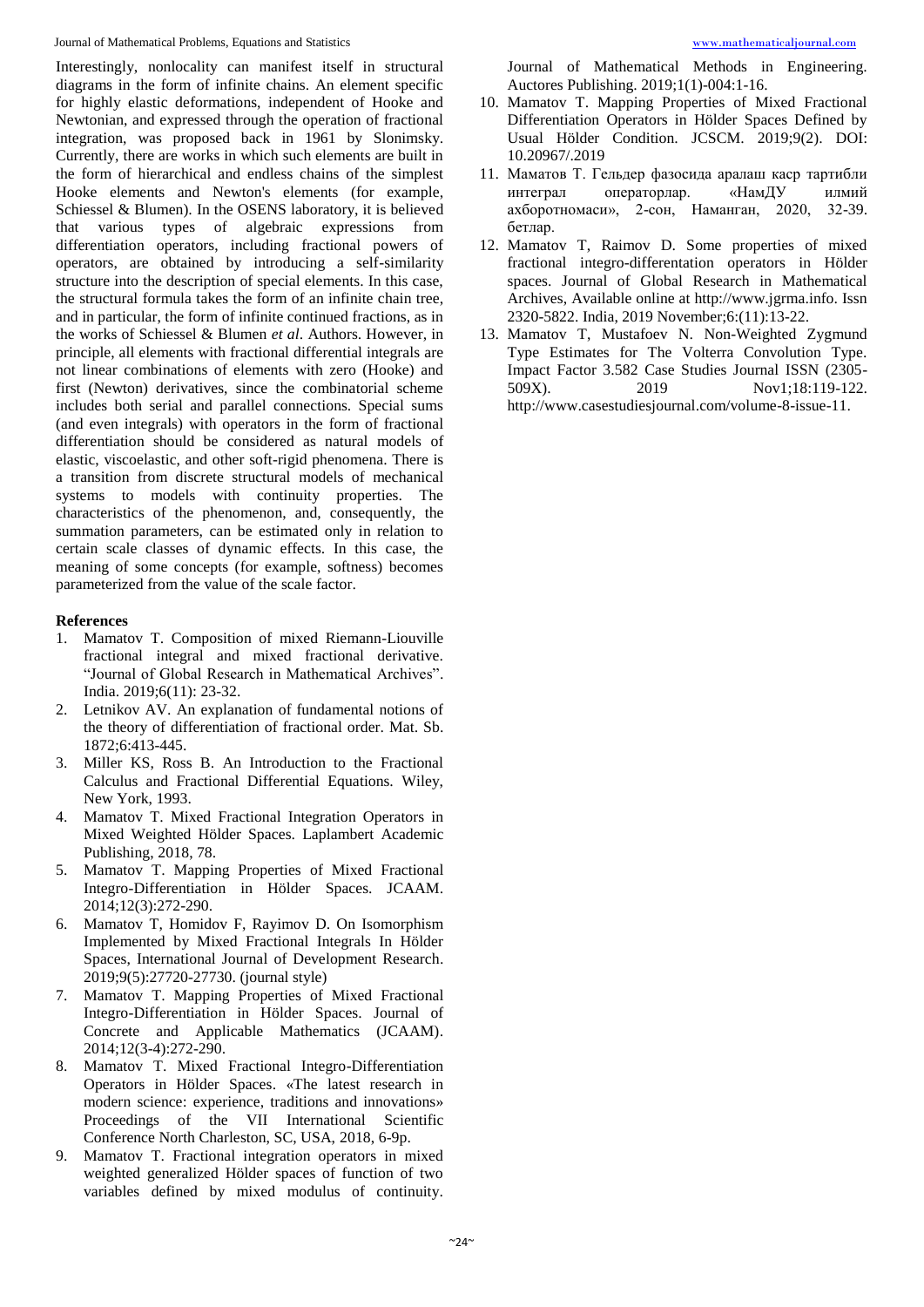Interestingly, nonlocality can manifest itself in structural diagrams in the form of infinite chains. An element specific for highly elastic deformations, independent of Hooke and Newtonian, and expressed through the operation of fractional integration, was proposed back in 1961 by Slonimsky. Currently, there are works in which such elements are built in the form of hierarchical and endless chains of the simplest Hooke elements and Newton's elements (for example, Schiessel & Blumen). In the OSENS laboratory, it is believed that various types of algebraic expressions from differentiation operators, including fractional powers of operators, are obtained by introducing a self-similarity structure into the description of special elements. In this case, the structural formula takes the form of an infinite chain tree, and in particular, the form of infinite continued fractions, as in the works of Schiessel & Blumen *et al*. Authors. However, in principle, all elements with fractional differential integrals are not linear combinations of elements with zero (Hooke) and first (Newton) derivatives, since the combinatorial scheme includes both serial and parallel connections. Special sums (and even integrals) with operators in the form of fractional differentiation should be considered as natural models of elastic, viscoelastic, and other soft-rigid phenomena. There is a transition from discrete structural models of mechanical systems to models with continuity properties. The characteristics of the phenomenon, and, consequently, the summation parameters, can be estimated only in relation to certain scale classes of dynamic effects. In this case, the meaning of some concepts (for example, softness) becomes parameterized from the value of the scale factor.

## References

1. Mamatov T. Composition of mixed Riemann-Liouville fractional integral and mixed fractional derivative. "Journal of Global Research in Mathematical Archives". India. 2019;6(11): 23-32.
2. Letnikov AV. An explanation of fundamental notions of the theory of differentiation of fractional order. Mat. Sb. 1872;6:413-445.
3. Miller KS, Ross B. An Introduction to the Fractional Calculus and Fractional Differential Equations. Wiley, New York, 1993.
4. Mamatov T. Mixed Fractional Integration Operators in Mixed Weighted Hölder Spaces. Laplambert Academic Publishing, 2018, 78.
5. Mamatov T. Mapping Properties of Mixed Fractional Integro-Differentiation in Hölder Spaces. JCAAM. 2014;12(3):272-290.
6. Mamatov T, Homidov F, Rayimov D. On Isomorphism Implemented by Mixed Fractional Integrals In Hölder Spaces, International Journal of Development Research. 2019;9(5):27720-27730. (journal style)
7. Mamatov T. Mapping Properties of Mixed Fractional Integro-Differentiation in Hölder Spaces. Journal of Concrete and Applicable Mathematics (JCAAM). 2014;12(3-4):272-290.
8. Mamatov T. Mixed Fractional Integro-Differentiation Operators in Hölder Spaces. «The latest research in modern science: experience, traditions and innovations» Proceedings of the VII International Scientific Conference North Charleston, SC, USA, 2018, 6-9p.
9. Mamatov T. Fractional integration operators in mixed weighted generalized Hölder spaces of function of two variables defined by mixed modulus of continuity. Journal of Mathematical Methods in Engineering. Auctores Publishing. 2019;1(1)-004:1-16.
10. Mamatov T. Mapping Properties of Mixed Fractional Differentiation Operators in Hölder Spaces Defined by Usual Hölder Condition. JCSCM. 2019;9(2). DOI: 10.20967/.2019
11. Маматов Т. Гельдер фазосида аралаш каср тартибли интеграл операторлар. «НамДУ илмий ахборотномаси», 2-сон, Наманган, 2020, 32-39. бетлар.
12. Mamatov T, Raimov D. Some properties of mixed fractional integro-differentation operators in Hölder spaces. Journal of Global Research in Mathematical Archives, Available online at http://www.jgrma.info. Issn 2320-5822. India, 2019 November;6:(11):13-22.
13. Mamatov T, Mustafoev N. Non-Weighted Zygmund Type Estimates for The Volterra Convolution Type. Impact Factor 3.582 Case Studies Journal ISSN (2305-509X). 2019 Nov1;18:119-122. http://www.casestudiesjournal.com/volume-8-issue-11.